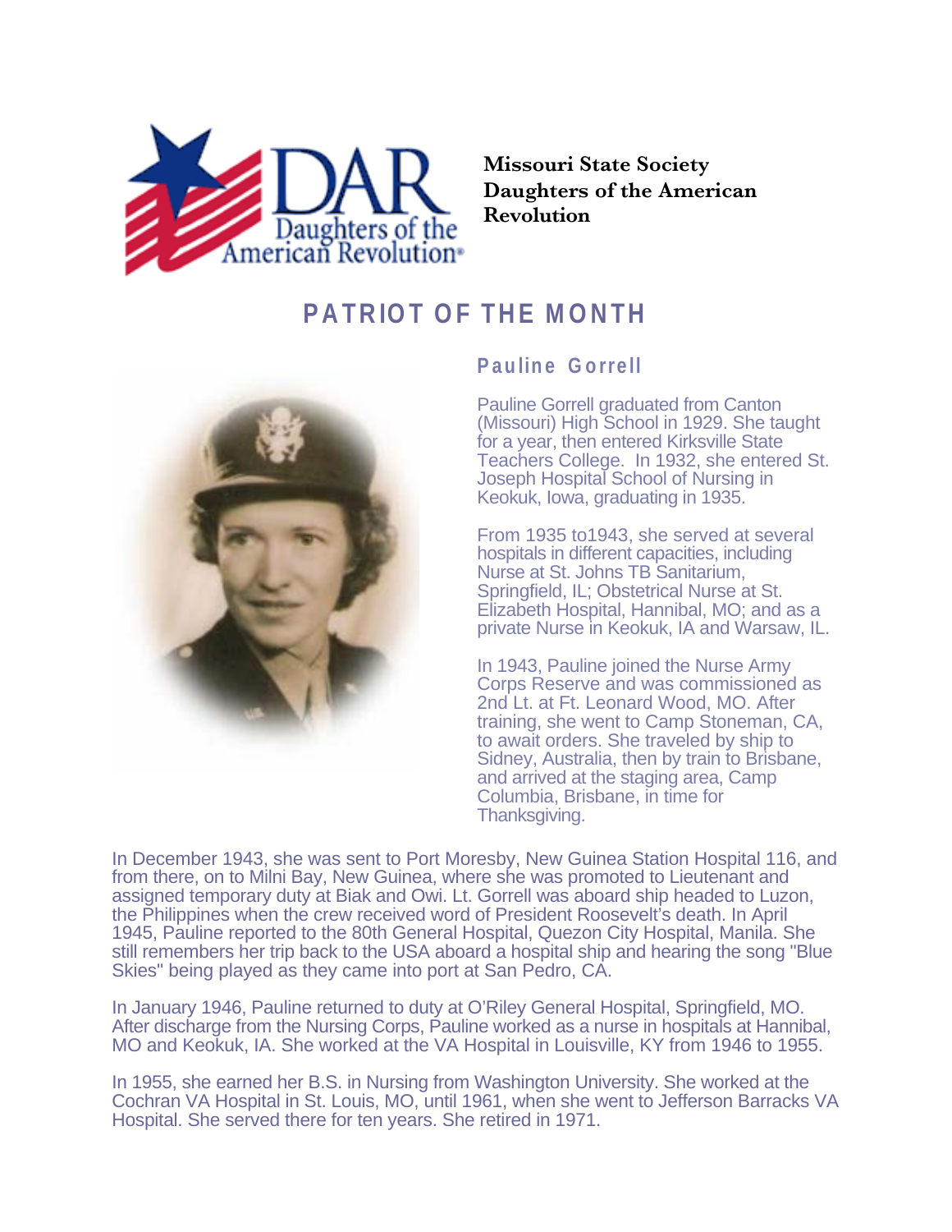Missouri State Society
Daughters of the American
Revolution

# PATRIOT OF THE MONTH

## Pauline Gorrell

Pauline Gorrell graduated from Canton (Missouri) High School in 1929. She taught for a year, then entered Kirksville State Teachers College. In 1932, she entered St. Joseph Hospital School of Nursing in Keokuk, Iowa, graduating in 1935.

From 1935 to1943, she served at several hospitals in different capacities, including Nurse at St. Johns TB Sanitarium, Springfield, IL; Obstetrical Nurse at St. Elizabeth Hospital, Hannibal, MO; and as a private Nurse in Keokuk, IA and Warsaw, IL.

In 1943, Pauline joined the Nurse Army Corps Reserve and was commissioned as 2nd Lt. at Ft. Leonard Wood, MO. After training, she went to Camp Stoneman, CA, to await orders. She traveled by ship to Sidney, Australia, then by train to Brisbane, and arrived at the staging area, Camp Columbia, Brisbane, in time for Thanksgiving.

In December 1943, she was sent to Port Moresby, New Guinea Station Hospital 116, and from there, on to Milni Bay, New Guinea, where she was promoted to Lieutenant and assigned temporary duty at Biak and Owi. Lt. Gorrell was aboard ship headed to Luzon, the Philippines when the crew received word of President Roosevelt's death. In April 1945, Pauline reported to the 80th General Hospital, Quezon City Hospital, Manila. She still remembers her trip back to the USA aboard a hospital ship and hearing the song "Blue Skies" being played as they came into port at San Pedro, CA.

In January 1946, Pauline returned to duty at O'Riley General Hospital, Springfield, MO. After discharge from the Nursing Corps, Pauline worked as a nurse in hospitals at Hannibal, MO and Keokuk, IA. She worked at the VA Hospital in Louisville, KY from 1946 to 1955.

In 1955, she earned her B.S. in Nursing from Washington University. She worked at the Cochran VA Hospital in St. Louis, MO, until 1961, when she went to Jefferson Barracks VA Hospital. She served there for ten years. She retired in 1971.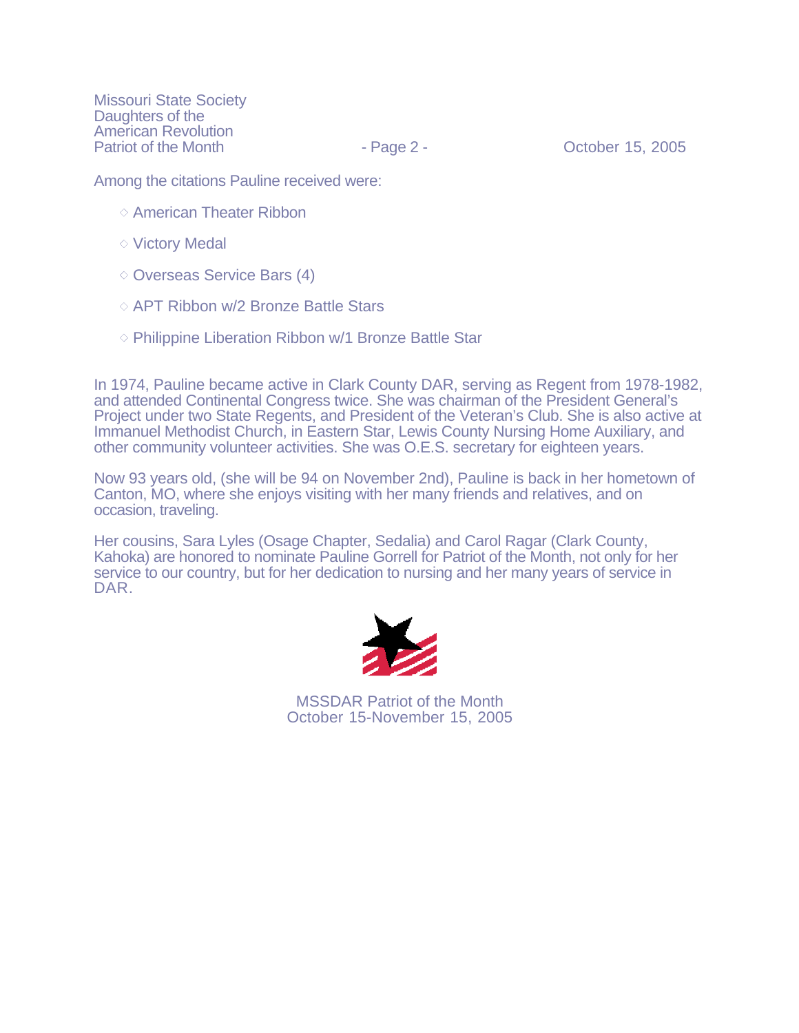Among the citations Pauline received were:

- American Theater Ribbon
- Victory Medal
- Overseas Service Bars (4)
- APT Ribbon w/2 Bronze Battle Stars
- Philippine Liberation Ribbon w/1 Bronze Battle Star

In 1974, Pauline became active in Clark County DAR, serving as Regent from 1978-1982, and attended Continental Congress twice. She was chairman of the President General's Project under two State Regents, and President of the Veteran's Club. She is also active at Immanuel Methodist Church, in Eastern Star, Lewis County Nursing Home Auxiliary, and other community volunteer activities. She was O.E.S. secretary for eighteen years.

Now 93 years old, (she will be 94 on November 2nd), Pauline is back in her hometown of Canton, MO, where she enjoys visiting with her many friends and relatives, and on occasion, traveling.

Her cousins, Sara Lyles (Osage Chapter, Sedalia) and Carol Ragar (Clark County, Kahoka) are honored to nominate Pauline Gorrell for Patriot of the Month, not only for her service to our country, but for her dedication to nursing and her many years of service in DAR.

MSSDAR Patriot of the Month
October 15-November 15, 2005